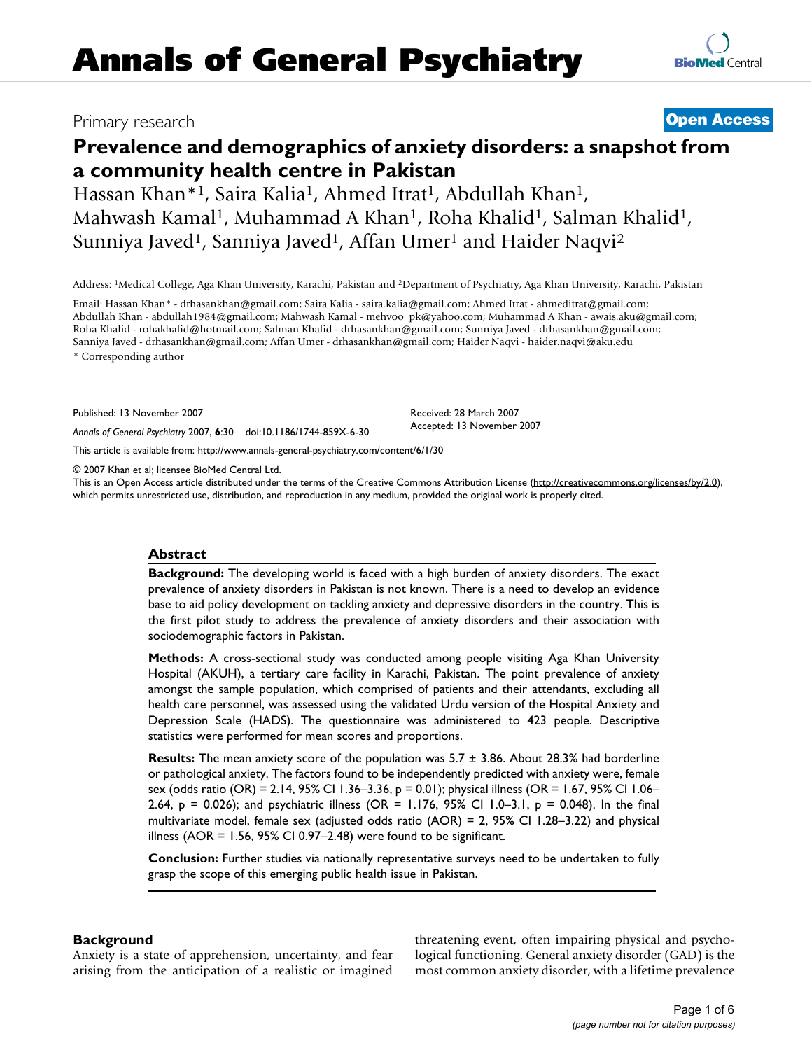# Annals of General Psychiatry

Primary research

**Open Access**

## Prevalence and demographics of anxiety disorders: a snapshot from a community health centre in Pakistan

Hassan Khan*[1], Saira Kalia[1], Ahmed Itrat[1], Abdullah Khan[1], Mahwash Kamal[1], Muhammad A Khan[1], Roha Khalid[1], Salman Khalid[1], Sunniya Javed[1], Sanniya Javed[1], Affan Umer[1] and Haider Naqvi[2]

Address: [1]Medical College, Aga Khan University, Karachi, Pakistan and [2]Department of Psychiatry, Aga Khan University, Karachi, Pakistan

Email: Hassan Khan* - drhasankhan@gmail.com; Saira Kalia - saira.kalia@gmail.com; Ahmed Itrat - ahmeditrat@gmail.com; Abdullah Khan - abdullah1984@gmail.com; Mahwash Kamal - mehvoo_pk@yahoo.com; Muhammad A Khan - awais.aku@gmail.com; Roha Khalid - rohakhalid@hotmail.com; Salman Khalid - drhasankhan@gmail.com; Sunniya Javed - drhasankhan@gmail.com; Sanniya Javed - drhasankhan@gmail.com; Affan Umer - drhasankhan@gmail.com; Haider Naqvi - haider.naqvi@aku.edu

\* Corresponding author

Published: 13 November 2007

*Annals of General Psychiatry* 2007, **6**:30 doi:10.1186/1744-859X-6-30

Received: 28 March 2007
Accepted: 13 November 2007

This article is available from: http://www.annals-general-psychiatry.com/content/6/1/30

© 2007 Khan et al; licensee BioMed Central Ltd.
This is an Open Access article distributed under the terms of the Creative Commons Attribution License (http://creativecommons.org/licenses/by/2.0), which permits unrestricted use, distribution, and reproduction in any medium, provided the original work is properly cited.

### Abstract

**Background:** The developing world is faced with a high burden of anxiety disorders. The exact prevalence of anxiety disorders in Pakistan is not known. There is a need to develop an evidence base to aid policy development on tackling anxiety and depressive disorders in the country. This is the first pilot study to address the prevalence of anxiety disorders and their association with sociodemographic factors in Pakistan.

**Methods:** A cross-sectional study was conducted among people visiting Aga Khan University Hospital (AKUH), a tertiary care facility in Karachi, Pakistan. The point prevalence of anxiety amongst the sample population, which comprised of patients and their attendants, excluding all health care personnel, was assessed using the validated Urdu version of the Hospital Anxiety and Depression Scale (HADS). The questionnaire was administered to 423 people. Descriptive statistics were performed for mean scores and proportions.

**Results:** The mean anxiety score of the population was 5.7 ± 3.86. About 28.3% had borderline or pathological anxiety. The factors found to be independently predicted with anxiety were, female sex (odds ratio (OR) = 2.14, 95% CI 1.36–3.36, $p = 0.01$); physical illness (OR = 1.67, 95% CI 1.06–2.64, $p = 0.026$); and psychiatric illness (OR = 1.176, 95% CI 1.0–3.1, $p = 0.048$). In the final multivariate model, female sex (adjusted odds ratio (AOR) = 2, 95% CI 1.28–3.22) and physical illness (AOR = 1.56, 95% CI 0.97–2.48) were found to be significant.

**Conclusion:** Further studies via nationally representative surveys need to be undertaken to fully grasp the scope of this emerging public health issue in Pakistan.

### Background

Anxiety is a state of apprehension, uncertainty, and fear arising from the anticipation of a realistic or imagined threatening event, often impairing physical and psychological functioning. General anxiety disorder (GAD) is the most common anxiety disorder, with a lifetime prevalence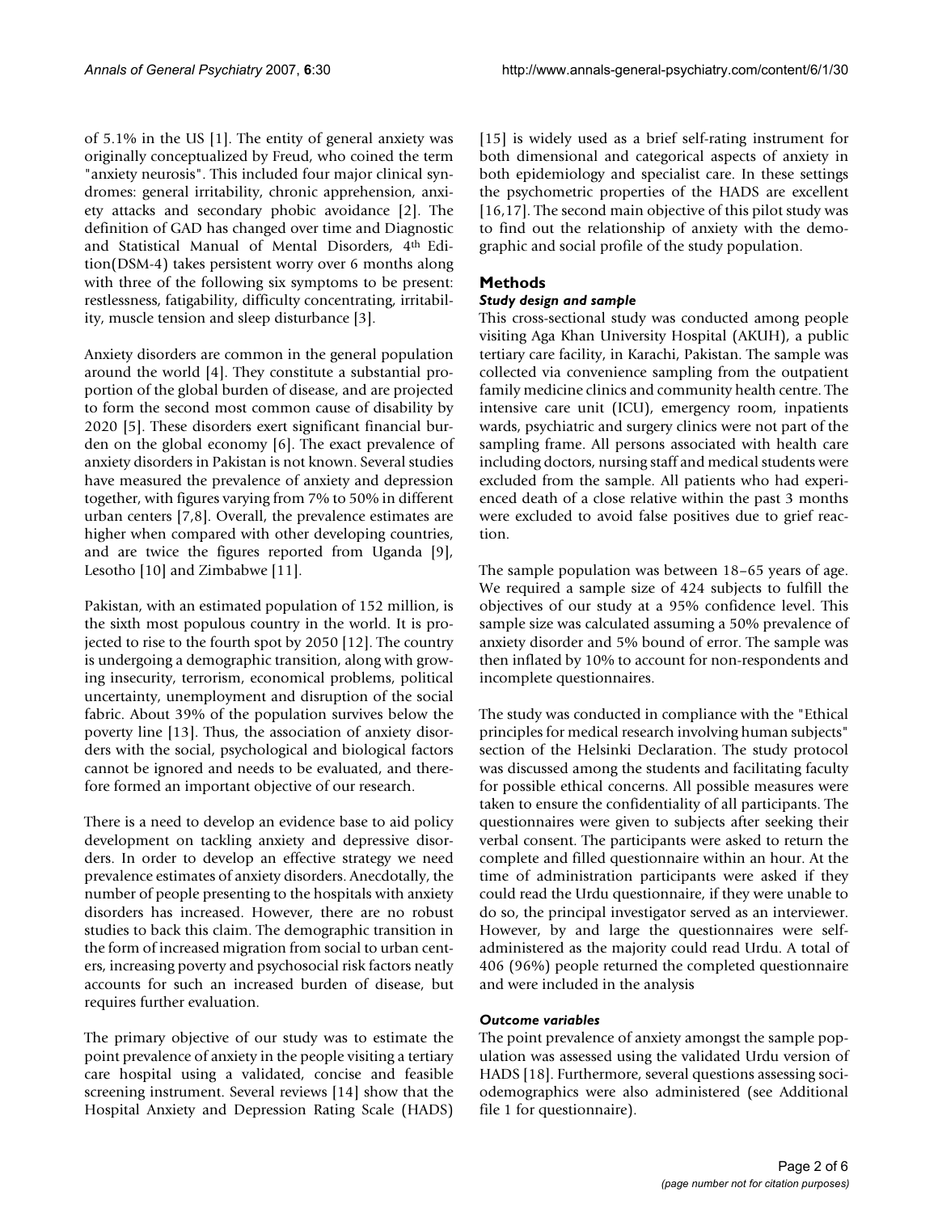of 5.1% in the US [1]. The entity of general anxiety was originally conceptualized by Freud, who coined the term "anxiety neurosis". This included four major clinical syndromes: general irritability, chronic apprehension, anxiety attacks and secondary phobic avoidance [2]. The definition of GAD has changed over time and Diagnostic and Statistical Manual of Mental Disorders, 4th Edition(DSM-4) takes persistent worry over 6 months along with three of the following six symptoms to be present: restlessness, fatigability, difficulty concentrating, irritability, muscle tension and sleep disturbance [3].

Anxiety disorders are common in the general population around the world [4]. They constitute a substantial proportion of the global burden of disease, and are projected to form the second most common cause of disability by 2020 [5]. These disorders exert significant financial burden on the global economy [6]. The exact prevalence of anxiety disorders in Pakistan is not known. Several studies have measured the prevalence of anxiety and depression together, with figures varying from 7% to 50% in different urban centers [7,8]. Overall, the prevalence estimates are higher when compared with other developing countries, and are twice the figures reported from Uganda [9], Lesotho [10] and Zimbabwe [11].

Pakistan, with an estimated population of 152 million, is the sixth most populous country in the world. It is projected to rise to the fourth spot by 2050 [12]. The country is undergoing a demographic transition, along with growing insecurity, terrorism, economical problems, political uncertainty, unemployment and disruption of the social fabric. About 39% of the population survives below the poverty line [13]. Thus, the association of anxiety disorders with the social, psychological and biological factors cannot be ignored and needs to be evaluated, and therefore formed an important objective of our research.

There is a need to develop an evidence base to aid policy development on tackling anxiety and depressive disorders. In order to develop an effective strategy we need prevalence estimates of anxiety disorders. Anecdotally, the number of people presenting to the hospitals with anxiety disorders has increased. However, there are no robust studies to back this claim. The demographic transition in the form of increased migration from social to urban centers, increasing poverty and psychosocial risk factors neatly accounts for such an increased burden of disease, but requires further evaluation.

The primary objective of our study was to estimate the point prevalence of anxiety in the people visiting a tertiary care hospital using a validated, concise and feasible screening instrument. Several reviews [14] show that the Hospital Anxiety and Depression Rating Scale (HADS) [15] is widely used as a brief self-rating instrument for both dimensional and categorical aspects of anxiety in both epidemiology and specialist care. In these settings the psychometric properties of the HADS are excellent [16,17]. The second main objective of this pilot study was to find out the relationship of anxiety with the demographic and social profile of the study population.

## Methods

### *Study design and sample*

This cross-sectional study was conducted among people visiting Aga Khan University Hospital (AKUH), a public tertiary care facility, in Karachi, Pakistan. The sample was collected via convenience sampling from the outpatient family medicine clinics and community health centre. The intensive care unit (ICU), emergency room, inpatients wards, psychiatric and surgery clinics were not part of the sampling frame. All persons associated with health care including doctors, nursing staff and medical students were excluded from the sample. All patients who had experienced death of a close relative within the past 3 months were excluded to avoid false positives due to grief reaction.

The sample population was between 18–65 years of age. We required a sample size of 424 subjects to fulfill the objectives of our study at a 95% confidence level. This sample size was calculated assuming a 50% prevalence of anxiety disorder and 5% bound of error. The sample was then inflated by 10% to account for non-respondents and incomplete questionnaires.

The study was conducted in compliance with the "Ethical principles for medical research involving human subjects" section of the Helsinki Declaration. The study protocol was discussed among the students and facilitating faculty for possible ethical concerns. All possible measures were taken to ensure the confidentiality of all participants. The questionnaires were given to subjects after seeking their verbal consent. The participants were asked to return the complete and filled questionnaire within an hour. At the time of administration participants were asked if they could read the Urdu questionnaire, if they were unable to do so, the principal investigator served as an interviewer. However, by and large the questionnaires were self-administered as the majority could read Urdu. A total of 406 (96%) people returned the completed questionnaire and were included in the analysis

### *Outcome variables*

The point prevalence of anxiety amongst the sample population was assessed using the validated Urdu version of HADS [18]. Furthermore, several questions assessing sociodemographics were also administered (see Additional file 1 for questionnaire).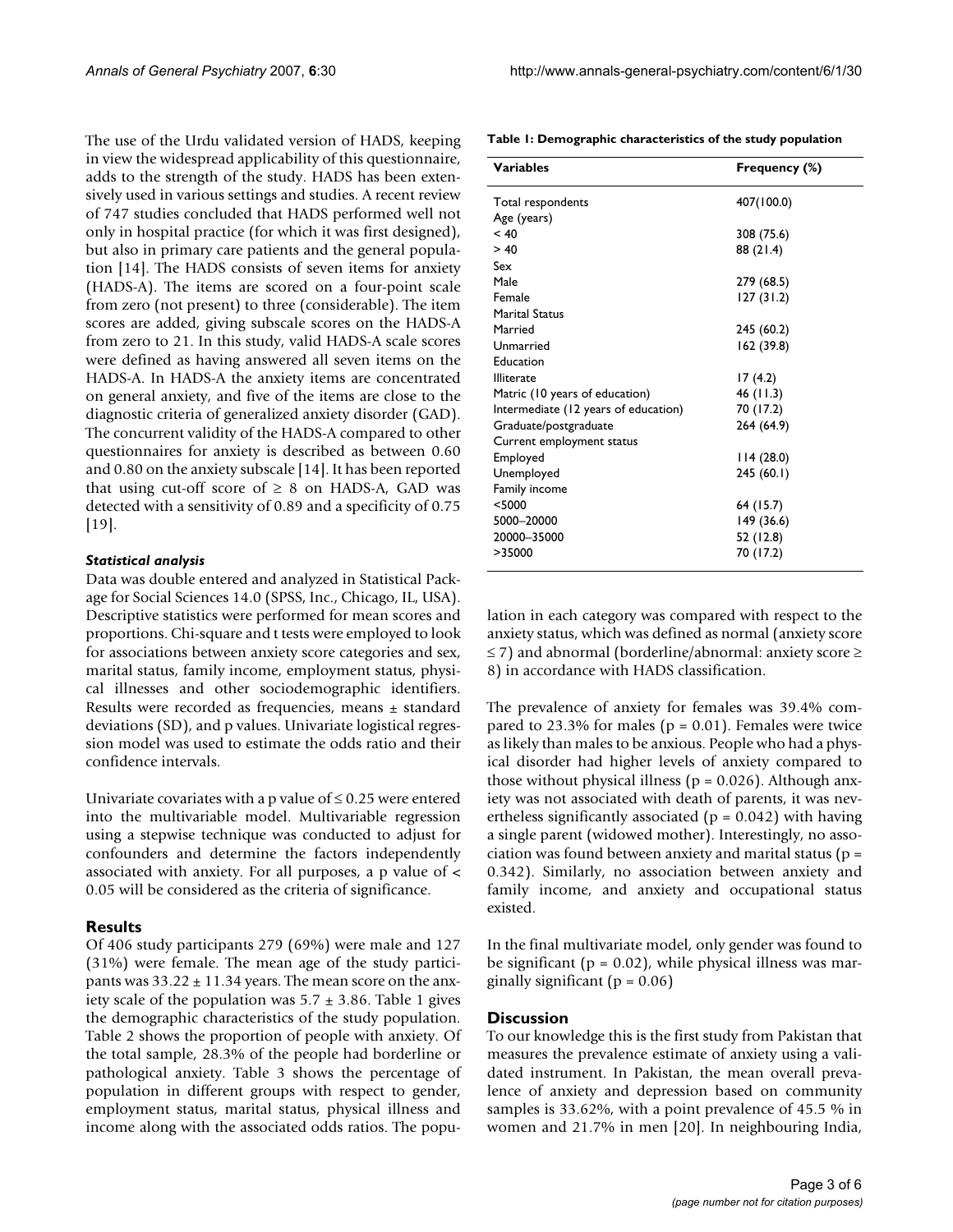The use of the Urdu validated version of HADS, keeping in view the widespread applicability of this questionnaire, adds to the strength of the study. HADS has been extensively used in various settings and studies. A recent review of 747 studies concluded that HADS performed well not only in hospital practice (for which it was first designed), but also in primary care patients and the general population [14]. The HADS consists of seven items for anxiety (HADS-A). The items are scored on a four-point scale from zero (not present) to three (considerable). The item scores are added, giving subscale scores on the HADS-A from zero to 21. In this study, valid HADS-A scale scores were defined as having answered all seven items on the HADS-A. In HADS-A the anxiety items are concentrated on general anxiety, and five of the items are close to the diagnostic criteria of generalized anxiety disorder (GAD). The concurrent validity of the HADS-A compared to other questionnaires for anxiety is described as between 0.60 and 0.80 on the anxiety subscale [14]. It has been reported that using cut-off score of ≥ 8 on HADS-A, GAD was detected with a sensitivity of 0.89 and a specificity of 0.75 [19].

### *Statistical analysis*

Data was double entered and analyzed in Statistical Package for Social Sciences 14.0 (SPSS, Inc., Chicago, IL, USA). Descriptive statistics were performed for mean scores and proportions. Chi-square and t tests were employed to look for associations between anxiety score categories and sex, marital status, family income, employment status, physical illnesses and other sociodemographic identifiers. Results were recorded as frequencies, means ± standard deviations (SD), and p values. Univariate logistical regression model was used to estimate the odds ratio and their confidence intervals.

Univariate covariates with a p value of ≤ 0.25 were entered into the multivariable model. Multivariable regression using a stepwise technique was conducted to adjust for confounders and determine the factors independently associated with anxiety. For all purposes, a p value of < 0.05 will be considered as the criteria of significance.

## Results

Of 406 study participants 279 (69%) were male and 127 (31%) were female. The mean age of the study participants was 33.22 ± 11.34 years. The mean score on the anxiety scale of the population was 5.7 ± 3.86. Table 1 gives the demographic characteristics of the study population. Table 2 shows the proportion of people with anxiety. Of the total sample, 28.3% of the people had borderline or pathological anxiety. Table 3 shows the percentage of population in different groups with respect to gender, employment status, marital status, physical illness and income along with the associated odds ratios. The population in each category was compared with respect to the anxiety status, which was defined as normal (anxiety score ≤ 7) and abnormal (borderline/abnormal: anxiety score ≥ 8) in accordance with HADS classification.

**Table 1: Demographic characteristics of the study population**

| Variables | Frequency (%) |
|---|---|
| Total respondents | 407(100.0) |
| Age (years) | |
| < 40 | 308 (75.6) |
| > 40 | 88 (21.4) |
| Sex | |
| Male | 279 (68.5) |
| Female | 127 (31.2) |
| Marital Status | |
| Married | 245 (60.2) |
| Unmarried | 162 (39.8) |
| Education | |
| Illiterate | 17 (4.2) |
| Matric (10 years of education) | 46 (11.3) |
| Intermediate (12 years of education) | 70 (17.2) |
| Graduate/postgraduate | 264 (64.9) |
| Current employment status | |
| Employed | 114 (28.0) |
| Unemployed | 245 (60.1) |
| Family income | |
| <5000 | 64 (15.7) |
| 5000–20000 | 149 (36.6) |
| 20000–35000 | 52 (12.8) |
| >35000 | 70 (17.2) |

The prevalence of anxiety for females was 39.4% compared to 23.3% for males (p = 0.01). Females were twice as likely than males to be anxious. People who had a physical disorder had higher levels of anxiety compared to those without physical illness (p = 0.026). Although anxiety was not associated with death of parents, it was nevertheless significantly associated (p = 0.042) with having a single parent (widowed mother). Interestingly, no association was found between anxiety and marital status (p = 0.342). Similarly, no association between anxiety and family income, and anxiety and occupational status existed.

In the final multivariate model, only gender was found to be significant (p = 0.02), while physical illness was marginally significant (p = 0.06)

## Discussion

To our knowledge this is the first study from Pakistan that measures the prevalence estimate of anxiety using a validated instrument. In Pakistan, the mean overall prevalence of anxiety and depression based on community samples is 33.62%, with a point prevalence of 45.5 % in women and 21.7% in men [20]. In neighbouring India,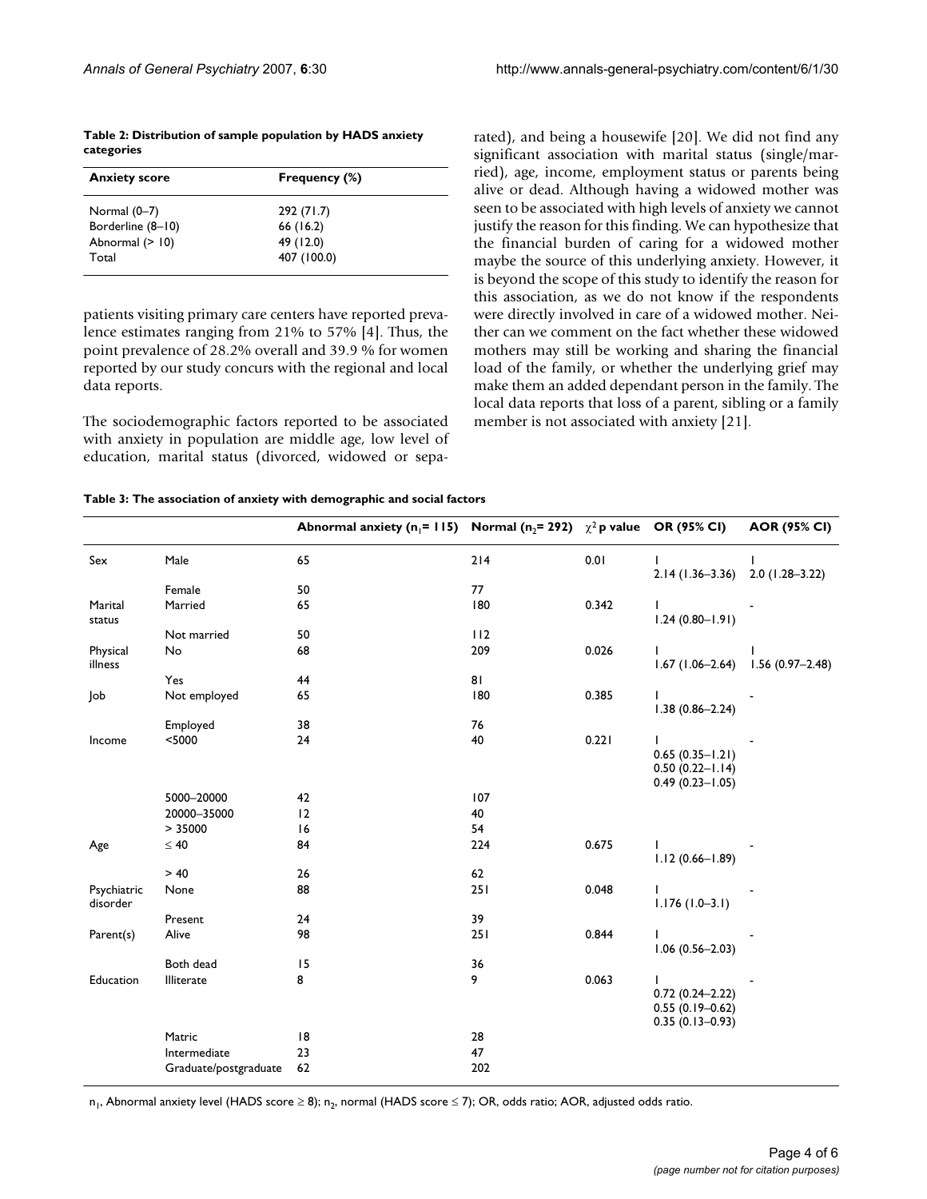**Table 2: Distribution of sample population by HADS anxiety categories**

| Anxiety score | Frequency (%) |
|---|---|
| Normal (0–7) | 292 (71.7) |
| Borderline (8–10) | 66 (16.2) |
| Abnormal (> 10) | 49 (12.0) |
| Total | 407 (100.0) |

patients visiting primary care centers have reported prevalence estimates ranging from 21% to 57% [4]. Thus, the point prevalence of 28.2% overall and 39.9 % for women reported by our study concurs with the regional and local data reports.

The sociodemographic factors reported to be associated with anxiety in population are middle age, low level of education, marital status (divorced, widowed or separated), and being a housewife [20]. We did not find any significant association with marital status (single/married), age, income, employment status or parents being alive or dead. Although having a widowed mother was seen to be associated with high levels of anxiety we cannot justify the reason for this finding. We can hypothesize that the financial burden of caring for a widowed mother maybe the source of this underlying anxiety. However, it is beyond the scope of this study to identify the reason for this association, as we do not know if the respondents were directly involved in care of a widowed mother. Neither can we comment on the fact whether these widowed mothers may still be working and sharing the financial load of the family, or whether the underlying grief may make them an added dependant person in the family. The local data reports that loss of a parent, sibling or a family member is not associated with anxiety [21].

**Table 3: The association of anxiety with demographic and social factors**

| | | Abnormal anxiety ($n_1$= 115) | Normal ($n_2$= 292) | $\chi^2$ p value | OR (95% CI) | AOR (95% CI) |
|---|---|---|---|---|---|---|
| Sex | Male | 65 | 214 | 0.01 | 1<br>2.14 (1.36–3.36) | 1<br>2.0 (1.28–3.22) |
| | Female | 50 | 77 | | | |
| Marital status | Married | 65 | 180 | 0.342 | 1<br>1.24 (0.80–1.91) | - |
| | Not married | 50 | 112 | | | |
| Physical illness | No | 68 | 209 | 0.026 | 1<br>1.67 (1.06–2.64) | 1<br>1.56 (0.97–2.48) |
| | Yes | 44 | 81 | | | |
| Job | Not employed | 65 | 180 | 0.385 | 1<br>1.38 (0.86–2.24) | - |
| | Employed | 38 | 76 | | | |
| Income | <5000 | 24 | 40 | 0.221 | 1<br>0.65 (0.35–1.21)<br>0.50 (0.22–1.14)<br>0.49 (0.23–1.05) | - |
| | 5000–20000 | 42 | 107 | | | |
| | 20000–35000 | 12 | 40 | | | |
| | > 35000 | 16 | 54 | | | |
| Age | ≤ 40 | 84 | 224 | 0.675 | 1<br>1.12 (0.66–1.89) | - |
| | > 40 | 26 | 62 | | | |
| Psychiatric disorder | None | 88 | 251 | 0.048 | 1<br>1.176 (1.0–3.1) | - |
| | Present | 24 | 39 | | | |
| Parent(s) | Alive | 98 | 251 | 0.844 | 1<br>1.06 (0.56–2.03) | - |
| | Both dead | 15 | 36 | | | |
| Education | Illiterate | 8 | 9 | 0.063 | 1<br>0.72 (0.24–2.22)<br>0.55 (0.19–0.62)<br>0.35 (0.13–0.93) | - |
| | Matric | 18 | 28 | | | |
| | Intermediate | 23 | 47 | | | |
| | Graduate/postgraduate | 62 | 202 | | | |

$n_1$, Abnormal anxiety level (HADS score ≥ 8); $n_2$, normal (HADS score ≤ 7); OR, odds ratio; AOR, adjusted odds ratio.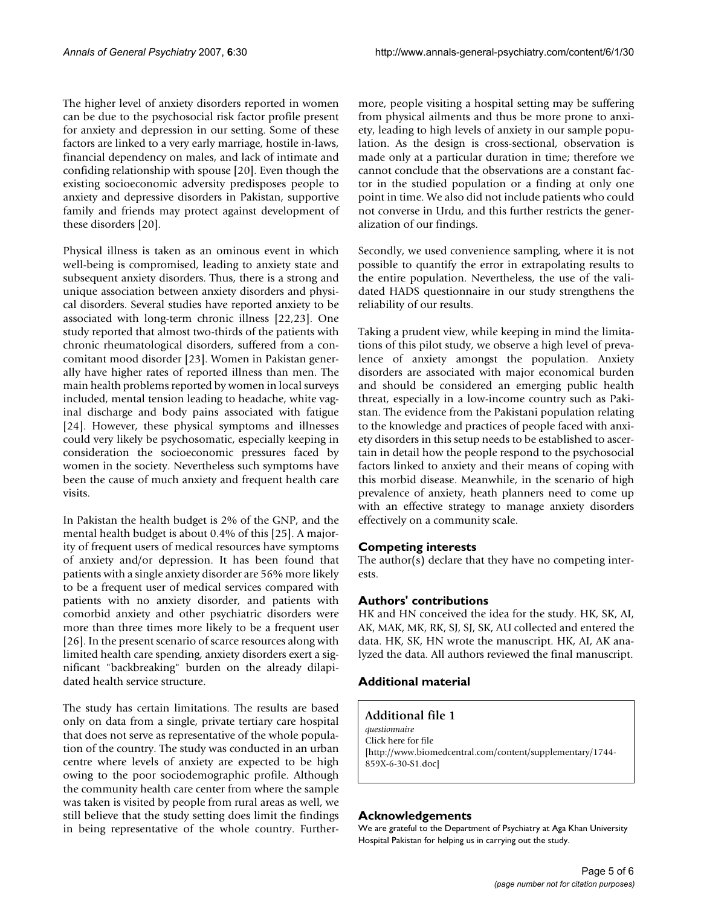The higher level of anxiety disorders reported in women can be due to the psychosocial risk factor profile present for anxiety and depression in our setting. Some of these factors are linked to a very early marriage, hostile in-laws, financial dependency on males, and lack of intimate and confiding relationship with spouse [20]. Even though the existing socioeconomic adversity predisposes people to anxiety and depressive disorders in Pakistan, supportive family and friends may protect against development of these disorders [20].

Physical illness is taken as an ominous event in which well-being is compromised, leading to anxiety state and subsequent anxiety disorders. Thus, there is a strong and unique association between anxiety disorders and physical disorders. Several studies have reported anxiety to be associated with long-term chronic illness [22,23]. One study reported that almost two-thirds of the patients with chronic rheumatological disorders, suffered from a concomitant mood disorder [23]. Women in Pakistan generally have higher rates of reported illness than men. The main health problems reported by women in local surveys included, mental tension leading to headache, white vaginal discharge and body pains associated with fatigue [24]. However, these physical symptoms and illnesses could very likely be psychosomatic, especially keeping in consideration the socioeconomic pressures faced by women in the society. Nevertheless such symptoms have been the cause of much anxiety and frequent health care visits.

In Pakistan the health budget is 2% of the GNP, and the mental health budget is about 0.4% of this [25]. A majority of frequent users of medical resources have symptoms of anxiety and/or depression. It has been found that patients with a single anxiety disorder are 56% more likely to be a frequent user of medical services compared with patients with no anxiety disorder, and patients with comorbid anxiety and other psychiatric disorders were more than three times more likely to be a frequent user [26]. In the present scenario of scarce resources along with limited health care spending, anxiety disorders exert a significant "backbreaking" burden on the already dilapidated health service structure.

The study has certain limitations. The results are based only on data from a single, private tertiary care hospital that does not serve as representative of the whole population of the country. The study was conducted in an urban centre where levels of anxiety are expected to be high owing to the poor sociodemographic profile. Although the community health care center from where the sample was taken is visited by people from rural areas as well, we still believe that the study setting does limit the findings in being representative of the whole country. Furthermore, people visiting a hospital setting may be suffering from physical ailments and thus be more prone to anxiety, leading to high levels of anxiety in our sample population. As the design is cross-sectional, observation is made only at a particular duration in time; therefore we cannot conclude that the observations are a constant factor in the studied population or a finding at only one point in time. We also did not include patients who could not converse in Urdu, and this further restricts the generalization of our findings.

Secondly, we used convenience sampling, where it is not possible to quantify the error in extrapolating results to the entire population. Nevertheless, the use of the validated HADS questionnaire in our study strengthens the reliability of our results.

Taking a prudent view, while keeping in mind the limitations of this pilot study, we observe a high level of prevalence of anxiety amongst the population. Anxiety disorders are associated with major economical burden and should be considered an emerging public health threat, especially in a low-income country such as Pakistan. The evidence from the Pakistani population relating to the knowledge and practices of people faced with anxiety disorders in this setup needs to be established to ascertain in detail how the people respond to the psychosocial factors linked to anxiety and their means of coping with this morbid disease. Meanwhile, in the scenario of high prevalence of anxiety, heath planners need to come up with an effective strategy to manage anxiety disorders effectively on a community scale.

## Competing interests

The author(s) declare that they have no competing interests.

## Authors' contributions

HK and HN conceived the idea for the study. HK, SK, AI, AK, MAK, MK, RK, SJ, SJ, SK, AU collected and entered the data. HK, SK, HN wrote the manuscript. HK, AI, AK analyzed the data. All authors reviewed the final manuscript.

## Additional material

**Additional file 1**

*questionnaire*

Click here for file

[http://www.biomedcentral.com/content/supplementary/1744-859X-6-30-S1.doc]

## Acknowledgements

We are grateful to the Department of Psychiatry at Aga Khan University Hospital Pakistan for helping us in carrying out the study.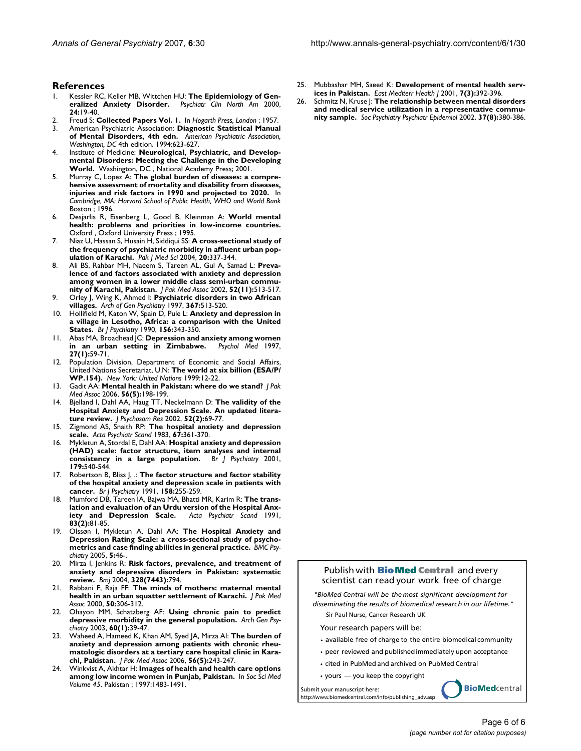## References

1. Kessler RC, Keller MB, Wittchen HU: **The Epidemiology of Generalized Anxiety Disorder.** *Psychiatr Clin North Am* 2000, **24:**19-40.
2. Freud S: **Collected Papers Vol. 1.** In *Hogarth Press, London* ; 1957.
3. American Psychiatric Association: **Diagnostic Statistical Manual of Mental Disorders, 4th edn.** *American Psychiatric Association, Washington, DC* 4th edition. 1994:623-627.
4. Institute of Medicine: **Neurological, Psychiatric, and Developmental Disorders: Meeting the Challenge in the Developing World.** Washington, DC , National Academy Press; 2001.
5. Murray C, Lopez A: **The global burden of diseases: a comprehensive assessment of mortality and disability from diseases, injuries and risk factors in 1990 and projected to 2020.** In *Cambridge, MA: Harvard School of Public Health, WHO and World Bank* Boston ; 1996.
6. Desjarlis R, Eisenberg L, Good B, Kleinman A: **World mental health: problems and priorities in low-income countries.** Oxford , Oxford University Press ; 1995.
7. Niaz U, Hassan S, Husain H, Siddiqui SS: **A cross-sectional study of the frequency of psychiatric morbidity in affluent urban population of Karachi.** *Pak J Med Sci* 2004, **20:**337-344.
8. Ali BS, Rahbar MH, Naeem S, Tareen AL, Gul A, Samad L: **Prevalence of and factors associated with anxiety and depression among women in a lower middle class semi-urban community of Karachi, Pakistan.** *J Pak Med Assoc* 2002, **52(11):**513-517.
9. Orley J, Wing K, Ahmed I: **Psychiatric disorders in two African villages.** *Arch of Gen Psychiatry* 1997, **367:**513-520.
10. Hollifield M, Katon W, Spain D, Pule L: **Anxiety and depression in a village in Lesotho, Africa: a comparison with the United States.** *Br J Psychiatry* 1990, **156:**343-350.
11. Abas MA, Broadhead JC: **Depression and anxiety among women in an urban setting in Zimbabwe.** *Psychol Med* 1997, **27(1):**59-71.
12. Population Division, Department of Economic and Social Affairs, United Nations Secretariat, U.N: **The world at six billion (ESA/P/WP.154).** *New York: United Nations* 1999:12-22.
13. Gadit AA: **Mental health in Pakistan: where do we stand?** *J Pak Med Assoc* 2006, **56(5):**198-199.
14. Bjelland I, Dahl AA, Haug TT, Neckelmann D: **The validity of the Hospital Anxiety and Depression Scale. An updated literature review.** *J Psychosom Res* 2002, **52(2):**69-77.
15. Zigmond AS, Snaith RP: **The hospital anxiety and depression scale.** *Acta Psychiatr Scand* 1983, **67:**361-370.
16. Mykletun A, Stordal E, Dahl AA: **Hospital anxiety and depression (HAD) scale: factor structure, item analyses and internal consistency in a large population.** *Br J Psychiatry* 2001, **179:**540-544.
17. Robertson B, Bliss J, .: **The factor structure and factor stability of the hospital anxiety and depression scale in patients with cancer.** *Br J Psychiatry* 1991, **158:**255-259.
18. Mumford DB, Tareen IA, Bajwa MA, Bhatti MR, Karim R: **The translation and evaluation of an Urdu version of the Hospital Anxiety and Depression Scale.** *Acta Psychiatr Scand* 1991, **83(2):**81-85.
19. Olssøn I, Mykletun A, Dahl AA: **The Hospital Anxiety and Depression Rating Scale: a cross-sectional study of psychometrics and case finding abilities in general practice.** *BMC Psychiatry* 2005, **5:**46-.
20. Mirza I, Jenkins R: **Risk factors, prevalence, and treatment of anxiety and depressive disorders in Pakistan: systematic review.** *Bmj* 2004, **328(7443):**794.
21. Rabbani F, Raja FF: **The minds of mothers: maternal mental health in an urban squatter settlement of Karachi.** *J Pak Med Assoc* 2000, **50:**306-312.
22. Ohayon MM, Schatzberg AF: **Using chronic pain to predict depressive morbidity in the general population.** *Arch Gen Psychiatry* 2003, **60(1):**39-47.
23. Waheed A, Hameed K, Khan AM, Syed JA, Mirza AI: **The burden of anxiety and depression among patients with chronic rheumatologic disorders at a tertiary care hospital clinic in Karachi, Pakistan.** *J Pak Med Assoc* 2006, **56(5):**243-247.
24. Winkvist A, Akhtar H: **Images of health and health care options among low income women in Punjab, Pakistan.** In *Soc Sci Med Volume 45*. Pakistan ; 1997:1483-1491.
25. Mubbashar MH, Saeed K: **Development of mental health services in Pakistan.** *East Mediterr Health J* 2001, **7(3):**392-396.
26. Schmitz N, Kruse J: **The relationship between mental disorders and medical service utilization in a representative community sample.** *Soc Psychiatry Psychiatr Epidemiol* 2002, **37(8):**380-386.

Publish with **BioMed Central** and every scientist can read your work free of charge

*"BioMed Central will be the most significant development for disseminating the results of biomedical research in our lifetime."*
Sir Paul Nurse, Cancer Research UK

Your research papers will be:

- available free of charge to the entire biomedical community
- peer reviewed and published immediately upon acceptance
- cited in PubMed and archived on PubMed Central
- yours — you keep the copyright

Submit your manuscript here:
http://www.biomedcentral.com/info/publishing_adv.asp

BioMedcentral